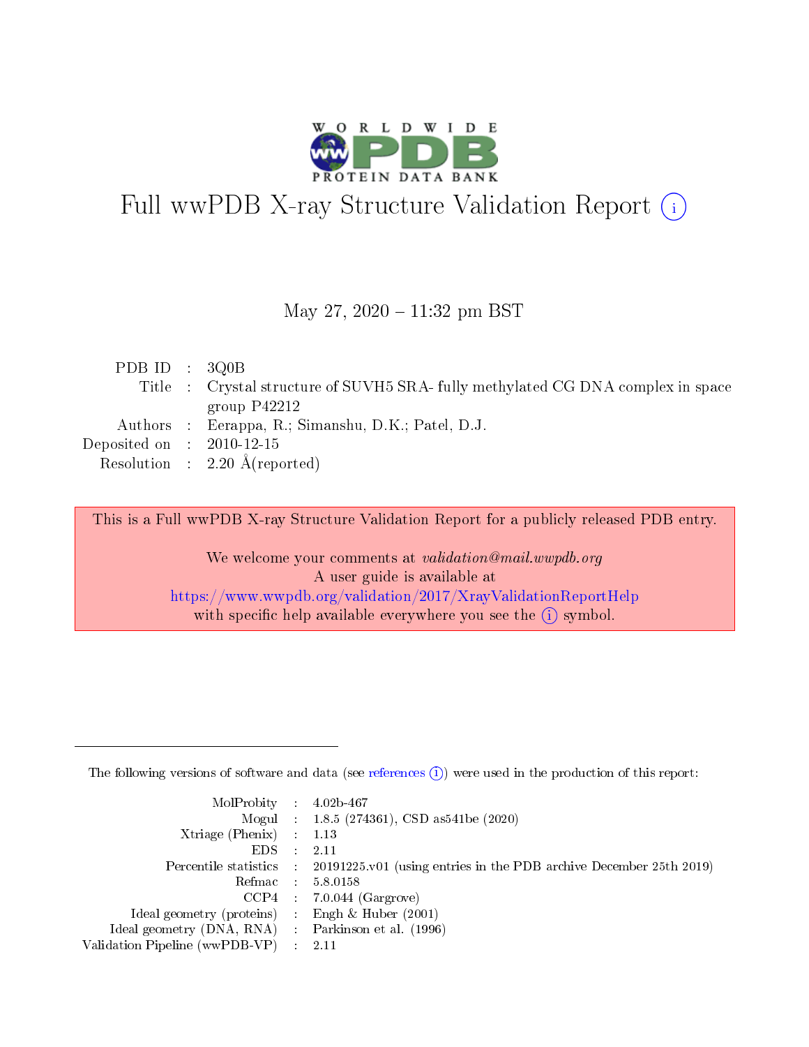# Full wwPDB X-ray Structure Validation Report (i)

May 27, 2020 – 11:32 pm BST

| | | |
|---|---|---|
| PDB ID | : | 3Q0B |
| Title | : | Crystal structure of SUVH5 SRA- fully methylated CG DNA complex in space group P42212 |
| Authors | : | Eerappa, R.; Simanshu, D.K.; Patel, D.J. |
| Deposited on | : | 2010-12-15 |
| Resolution | : | 2.20 Å(reported) |

This is a Full wwPDB X-ray Structure Validation Report for a publicly released PDB entry.

We welcome your comments at *validation@mail.wwpdb.org*
A user guide is available at
https://www.wwpdb.org/validation/2017/XrayValidationReportHelp
with specific help available everywhere you see the (i) symbol.

---

The following versions of software and data (see references (i)) were used in the production of this report:

| | | |
|---|---|---|
| MolProbity | : | 4.02b-467 |
| Mogul | : | 1.8.5 (274361), CSD as541be (2020) |
| Xtriage (Phenix) | : | 1.13 |
| EDS | : | 2.11 |
| Percentile statistics | : | 20191225.v01 (using entries in the PDB archive December 25th 2019) |
| Refmac | : | 5.8.0158 |
| CCP4 | : | 7.0.044 (Gargrove) |
| Ideal geometry (proteins) | : | Engh & Huber (2001) |
| Ideal geometry (DNA, RNA) | : | Parkinson et al. (1996) |
| Validation Pipeline (wwPDB-VP) | : | 2.11 |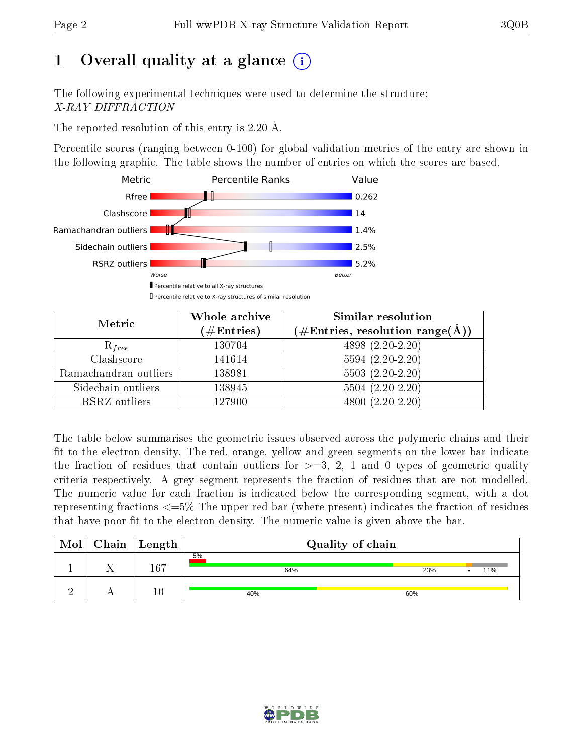# 1 Overall quality at a glance (i)

The following experimental techniques were used to determine the structure:
*X-RAY DIFFRACTION*

The reported resolution of this entry is 2.20 Å.

Percentile scores (ranging between 0-100) for global validation metrics of the entry are shown in the following graphic. The table shows the number of entries on which the scores are based.

| Metric | Value |
|---|---|
| Rfree | 0.262 |
| Clashscore | 14 |
| Ramachandran outliers | 1.4% |
| Sidechain outliers | 2.5% |
| RSRZ outliers | 5.2% |

Worse — Better

▮ Percentile relative to all X-ray structures
▯ Percentile relative to X-ray structures of similar resolution

| Metric | Whole archive (#Entries) | Similar resolution (#Entries, resolution range(Å)) |
|---|---|---|
| $R_{free}$ | 130704 | 4898 (2.20-2.20) |
| Clashscore | 141614 | 5594 (2.20-2.20) |
| Ramachandran outliers | 138981 | 5503 (2.20-2.20) |
| Sidechain outliers | 138945 | 5504 (2.20-2.20) |
| RSRZ outliers | 127900 | 4800 (2.20-2.20) |

The table below summarises the geometric issues observed across the polymeric chains and their fit to the electron density. The red, orange, yellow and green segments on the lower bar indicate the fraction of residues that contain outliers for >=3, 2, 1 and 0 types of geometric quality criteria respectively. A grey segment represents the fraction of residues that are not modelled. The numeric value for each fraction is indicated below the corresponding segment, with a dot representing fractions <=5% The upper red bar (where present) indicates the fraction of residues that have poor fit to the electron density. The numeric value is given above the bar.

| Mol | Chain | Length | Quality of chain |
|---|---|---|---|
| 1 | X | 167 | 5% (poor fit); 64% green, 23% yellow, • orange, 11% grey |
| 2 | A | 10 | 40% green, 60% yellow |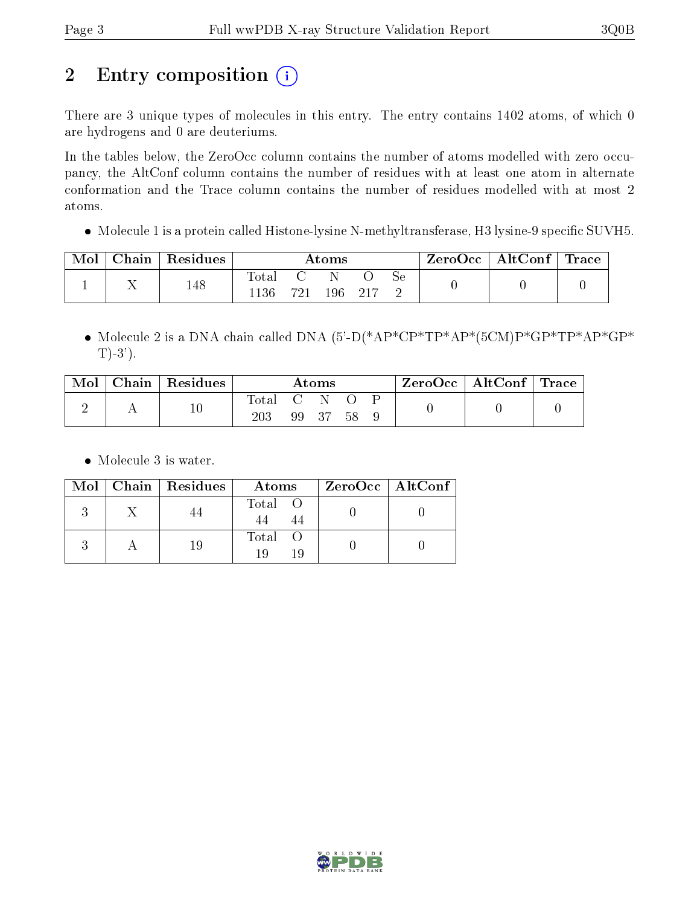# 2 Entry composition (i)

There are 3 unique types of molecules in this entry. The entry contains 1402 atoms, of which 0 are hydrogens and 0 are deuteriums.

In the tables below, the ZeroOcc column contains the number of atoms modelled with zero occupancy, the AltConf column contains the number of residues with at least one atom in alternate conformation and the Trace column contains the number of residues modelled with at most 2 atoms.

- Molecule 1 is a protein called Histone-lysine N-methyltransferase, H3 lysine-9 specific SUVH5.

| Mol | Chain | Residues | Atoms | | | | | ZeroOcc | AltConf | Trace |
|---|---|---|---|---|---|---|---|---|---|---|
| 1 | X | 148 | Total | C | N | O | Se | 0 | 0 | 0 |
| | | | 1136 | 721 | 196 | 217 | 2 | | | |

- Molecule 2 is a DNA chain called DNA (5'-D(*AP*CP*TP*AP*(5CM)P*GP*TP*AP*GP*T)-3').

| Mol | Chain | Residues | Atoms | | | | | ZeroOcc | AltConf | Trace |
|---|---|---|---|---|---|---|---|---|---|---|
| 2 | A | 10 | Total | C | N | O | P | 0 | 0 | 0 |
| | | | 203 | 99 | 37 | 58 | 9 | | | |

- Molecule 3 is water.

| Mol | Chain | Residues | Atoms | | ZeroOcc | AltConf |
|---|---|---|---|---|---|---|
| 3 | X | 44 | Total | O | 0 | 0 |
| | | | 44 | 44 | | |
| 3 | A | 19 | Total | O | 0 | 0 |
| | | | 19 | 19 | | |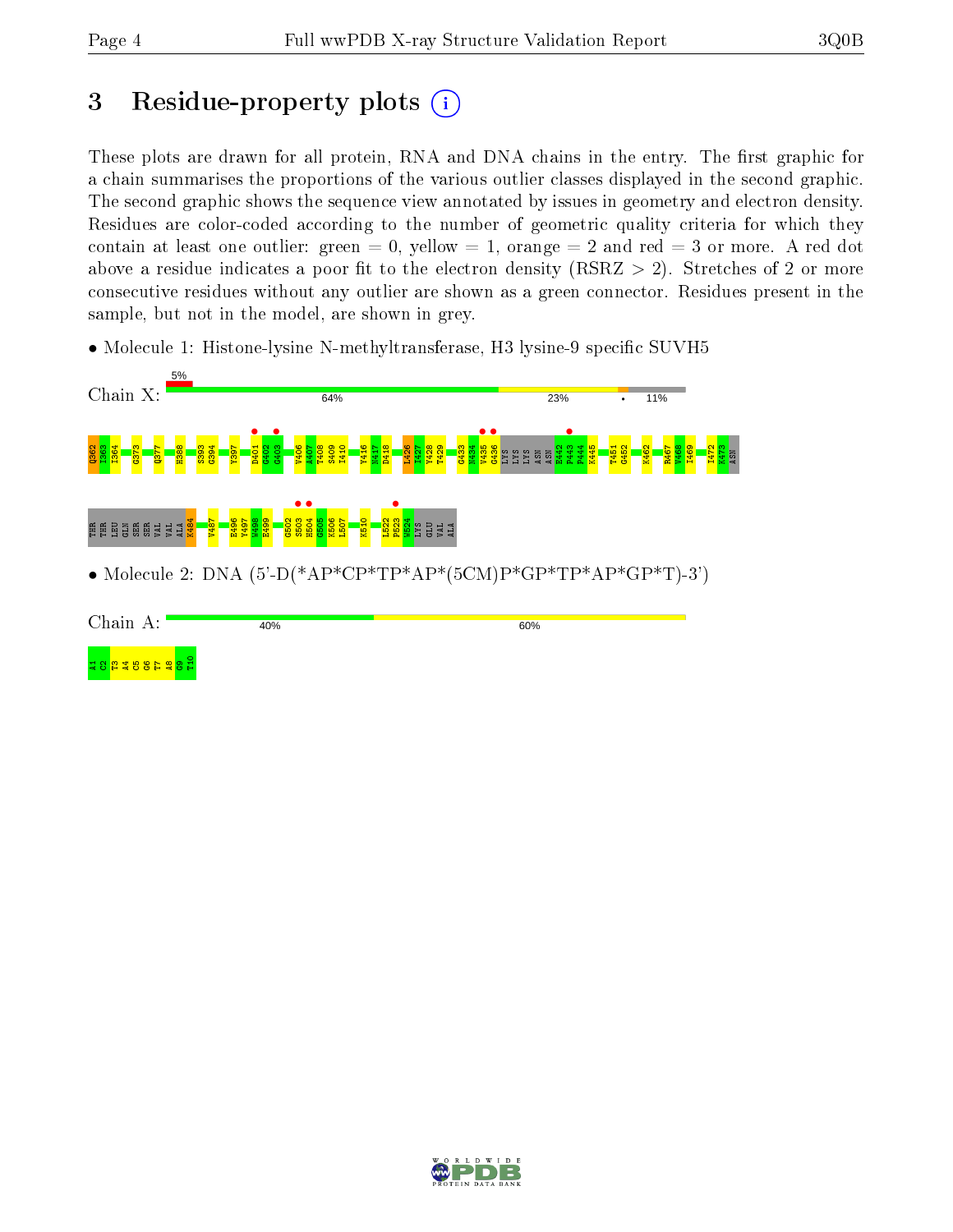# 3 Residue-property plots

These plots are drawn for all protein, RNA and DNA chains in the entry. The first graphic for a chain summarises the proportions of the various outlier classes displayed in the second graphic. The second graphic shows the sequence view annotated by issues in geometry and electron density. Residues are color-coded according to the number of geometric quality criteria for which they contain at least one outlier: green = 0, yellow = 1, orange = 2 and red = 3 or more. A red dot above a residue indicates a poor fit to the electron density (RSRZ > 2). Stretches of 2 or more consecutive residues without any outlier are shown as a green connector. Residues present in the sample, but not in the model, are shown in grey.

- Molecule 1: Histone-lysine N-methyltransferase, H3 lysine-9 specific SUVH5

Chain X: 5% | 64% | 23% | • | 11%

Q362 I363 I364 G373 Q377 H388 S393 G394 Y397 D401 G402 G403 V406 A407 T408 S409 I410 Y416 N417 D418 L426 I427 Y428 T429 G433 N434 V435 G436 LYS LYS ASN ASN E442 P443 P444 K445 T451 G452 K462 R467 V468 I469 I472 K473 ASN THR THR LEU GLN SER SER VAL VAL ALA K484 V487 E496 Y497 W498 E499 G502 S503 H504 G505 K506 L507 K510 L522 P523 W524 LYS GLU VAL ALA

- Molecule 2: DNA (5'-D(*AP*CP*TP*AP*(5CM)P*GP*TP*AP*GP*T)-3')

Chain A: 40% | 60%

A1 C2 T3 A4 C5 G6 T7 A8 G9 T10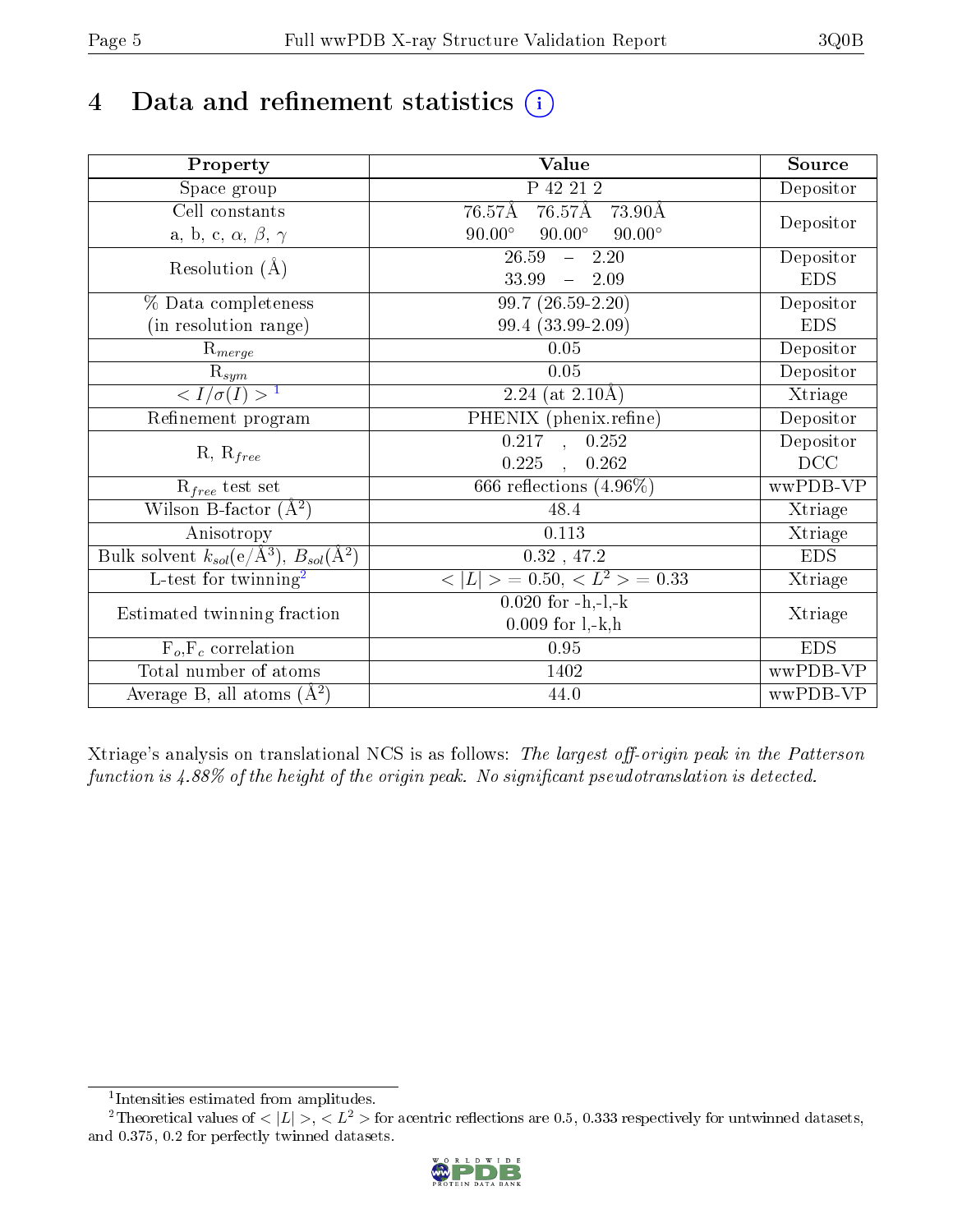# 4 Data and refinement statistics

| Property | Value | Source |
|---|---|---|
| Space group | P 42 21 2 | Depositor |
| Cell constants<br>a, b, c, $\alpha$, $\beta$, $\gamma$ | 76.57Å 76.57Å 73.90Å<br>90.00° 90.00° 90.00° | Depositor |
| Resolution (Å) | 26.59 – 2.20<br>33.99 – 2.09 | Depositor<br>EDS |
| % Data completeness<br>(in resolution range) | 99.7 (26.59-2.20)<br>99.4 (33.99-2.09) | Depositor<br>EDS |
| $R_{merge}$ | 0.05 | Depositor |
| $R_{sym}$ | 0.05 | Depositor |
| $< I/\sigma(I) >$ [1] | 2.24 (at 2.10Å) | Xtriage |
| Refinement program | PHENIX (phenix.refine) | Depositor |
| R, $R_{free}$ | 0.217 , 0.252<br>0.225 , 0.262 | Depositor<br>DCC |
| $R_{free}$ test set | 666 reflections (4.96%) | wwPDB-VP |
| Wilson B-factor (Å$^2$) | 48.4 | Xtriage |
| Anisotropy | 0.113 | Xtriage |
| Bulk solvent $k_{sol}$(e/Å$^3$), $B_{sol}$(Å$^2$) | 0.32 , 47.2 | EDS |
| L-test for twinning[2] | $< \lvert L \rvert > = 0.50$, $< L^2 > = 0.33$ | Xtriage |
| Estimated twinning fraction | 0.020 for -h,-l,-k<br>0.009 for l,-k,h | Xtriage |
| $F_o$,$F_c$ correlation | 0.95 | EDS |
| Total number of atoms | 1402 | wwPDB-VP |
| Average B, all atoms (Å$^2$) | 44.0 | wwPDB-VP |

Xtriage's analysis on translational NCS is as follows: *The largest off-origin peak in the Patterson function is 4.88% of the height of the origin peak. No significant pseudotranslation is detected.*

[1] Intensities estimated from amplitudes.

[2] Theoretical values of $< \lvert L \rvert >$, $< L^2 >$ for acentric reflections are 0.5, 0.333 respectively for untwinned datasets, and 0.375, 0.2 for perfectly twinned datasets.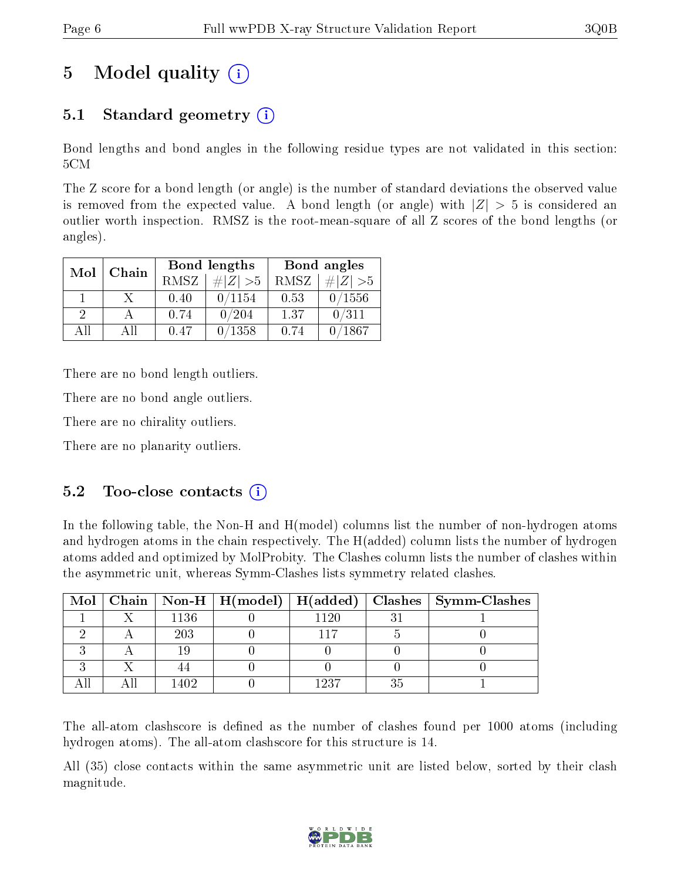# 5 Model quality

## 5.1 Standard geometry

Bond lengths and bond angles in the following residue types are not validated in this section: 5CM

The Z score for a bond length (or angle) is the number of standard deviations the observed value is removed from the expected value. A bond length (or angle) with $|Z| > 5$ is considered an outlier worth inspection. RMSZ is the root-mean-square of all Z scores of the bond lengths (or angles).

| Mol | Chain | Bond lengths | | Bond angles | |
|---|---|---|---|---|---|
| | | RMSZ | $\#\|Z\| >5$ | RMSZ | $\#\|Z\| >5$ |
| 1 | X | 0.40 | 0/1154 | 0.53 | 0/1556 |
| 2 | A | 0.74 | 0/204 | 1.37 | 0/311 |
| All | All | 0.47 | 0/1358 | 0.74 | 0/1867 |

There are no bond length outliers.

There are no bond angle outliers.

There are no chirality outliers.

There are no planarity outliers.

## 5.2 Too-close contacts

In the following table, the Non-H and H(model) columns list the number of non-hydrogen atoms and hydrogen atoms in the chain respectively. The H(added) column lists the number of hydrogen atoms added and optimized by MolProbity. The Clashes column lists the number of clashes within the asymmetric unit, whereas Symm-Clashes lists symmetry related clashes.

| Mol | Chain | Non-H | H(model) | H(added) | Clashes | Symm-Clashes |
|---|---|---|---|---|---|---|
| 1 | X | 1136 | 0 | 1120 | 31 | 1 |
| 2 | A | 203 | 0 | 117 | 5 | 0 |
| 3 | A | 19 | 0 | 0 | 0 | 0 |
| 3 | X | 44 | 0 | 0 | 0 | 0 |
| All | All | 1402 | 0 | 1237 | 35 | 1 |

The all-atom clashscore is defined as the number of clashes found per 1000 atoms (including hydrogen atoms). The all-atom clashscore for this structure is 14.

All (35) close contacts within the same asymmetric unit are listed below, sorted by their clash magnitude.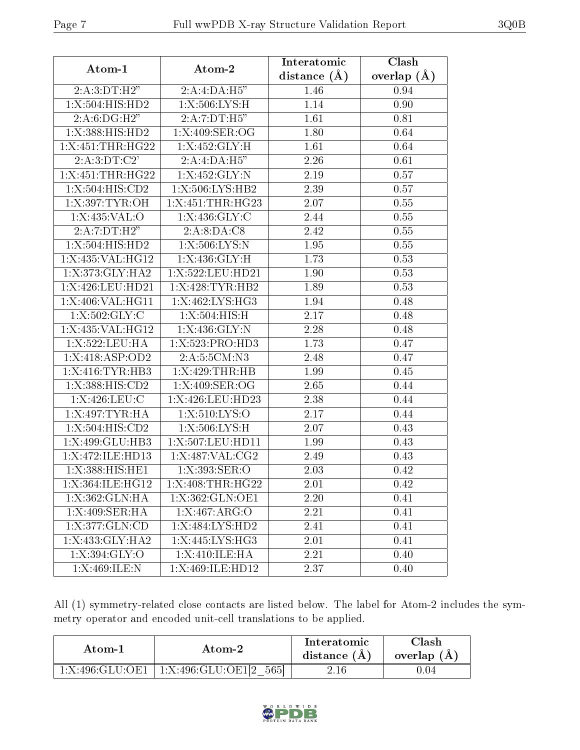| Atom-1 | Atom-2 | Interatomic distance (Å) | Clash overlap (Å) |
|---|---|---|---|
| 2:A:3:DT:H2" | 2:A:4:DA:H5" | 1.46 | 0.94 |
| 1:X:504:HIS:HD2 | 1:X:506:LYS:H | 1.14 | 0.90 |
| 2:A:6:DG:H2" | 2:A:7:DT:H5" | 1.61 | 0.81 |
| 1:X:388:HIS:HD2 | 1:X:409:SER:OG | 1.80 | 0.64 |
| 1:X:451:THR:HG22 | 1:X:452:GLY:H | 1.61 | 0.64 |
| 2:A:3:DT:C2' | 2:A:4:DA:H5" | 2.26 | 0.61 |
| 1:X:451:THR:HG22 | 1:X:452:GLY:N | 2.19 | 0.57 |
| 1:X:504:HIS:CD2 | 1:X:506:LYS:HB2 | 2.39 | 0.57 |
| 1:X:397:TYR:OH | 1:X:451:THR:HG23 | 2.07 | 0.55 |
| 1:X:435:VAL:O | 1:X:436:GLY:C | 2.44 | 0.55 |
| 2:A:7:DT:H2" | 2:A:8:DA:C8 | 2.42 | 0.55 |
| 1:X:504:HIS:HD2 | 1:X:506:LYS:N | 1.95 | 0.55 |
| 1:X:435:VAL:HG12 | 1:X:436:GLY:H | 1.73 | 0.53 |
| 1:X:373:GLY:HA2 | 1:X:522:LEU:HD21 | 1.90 | 0.53 |
| 1:X:426:LEU:HD21 | 1:X:428:TYR:HB2 | 1.89 | 0.53 |
| 1:X:406:VAL:HG11 | 1:X:462:LYS:HG3 | 1.94 | 0.48 |
| 1:X:502:GLY:C | 1:X:504:HIS:H | 2.17 | 0.48 |
| 1:X:435:VAL:HG12 | 1:X:436:GLY:N | 2.28 | 0.48 |
| 1:X:522:LEU:HA | 1:X:523:PRO:HD3 | 1.73 | 0.47 |
| 1:X:418:ASP:OD2 | 2:A:5:5CM:N3 | 2.48 | 0.47 |
| 1:X:416:TYR:HB3 | 1:X:429:THR:HB | 1.99 | 0.45 |
| 1:X:388:HIS:CD2 | 1:X:409:SER:OG | 2.65 | 0.44 |
| 1:X:426:LEU:C | 1:X:426:LEU:HD23 | 2.38 | 0.44 |
| 1:X:497:TYR:HA | 1:X:510:LYS:O | 2.17 | 0.44 |
| 1:X:504:HIS:CD2 | 1:X:506:LYS:H | 2.07 | 0.43 |
| 1:X:499:GLU:HB3 | 1:X:507:LEU:HD11 | 1.99 | 0.43 |
| 1:X:472:ILE:HD13 | 1:X:487:VAL:CG2 | 2.49 | 0.43 |
| 1:X:388:HIS:HE1 | 1:X:393:SER:O | 2.03 | 0.42 |
| 1:X:364:ILE:HG12 | 1:X:408:THR:HG22 | 2.01 | 0.42 |
| 1:X:362:GLN:HA | 1:X:362:GLN:OE1 | 2.20 | 0.41 |
| 1:X:409:SER:HA | 1:X:467:ARG:O | 2.21 | 0.41 |
| 1:X:377:GLN:CD | 1:X:484:LYS:HD2 | 2.41 | 0.41 |
| 1:X:433:GLY:HA2 | 1:X:445:LYS:HG3 | 2.01 | 0.41 |
| 1:X:394:GLY:O | 1:X:410:ILE:HA | 2.21 | 0.40 |
| 1:X:469:ILE:N | 1:X:469:ILE:HD12 | 2.37 | 0.40 |

All (1) symmetry-related close contacts are listed below. The label for Atom-2 includes the symmetry operator and encoded unit-cell translations to be applied.

| Atom-1 | Atom-2 | Interatomic distance (Å) | Clash overlap (Å) |
|---|---|---|---|
| 1:X:496:GLU:OE1 | 1:X:496:GLU:OE1[2_565] | 2.16 | 0.04 |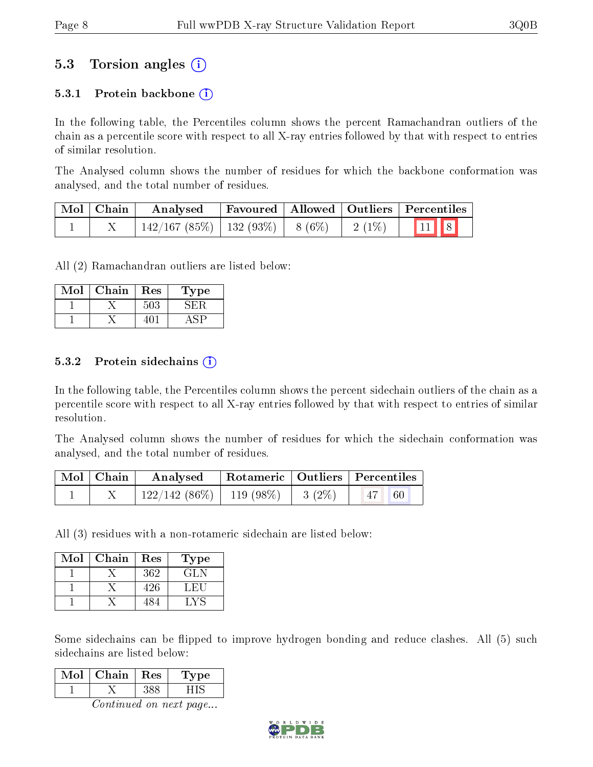## 5.3 Torsion angles (i)

### 5.3.1 Protein backbone (i)

In the following table, the Percentiles column shows the percent Ramachandran outliers of the chain as a percentile score with respect to all X-ray entries followed by that with respect to entries of similar resolution.

The Analysed column shows the number of residues for which the backbone conformation was analysed, and the total number of residues.

| Mol | Chain | Analysed | Favoured | Allowed | Outliers | Percentiles |
|---|---|---|---|---|---|---|
| 1 | X | 142/167 (85%) | 132 (93%) | 8 (6%) | 2 (1%) | 11 8 |

All (2) Ramachandran outliers are listed below:

| Mol | Chain | Res | Type |
|---|---|---|---|
| 1 | X | 503 | SER |
| 1 | X | 401 | ASP |

### 5.3.2 Protein sidechains (i)

In the following table, the Percentiles column shows the percent sidechain outliers of the chain as a percentile score with respect to all X-ray entries followed by that with respect to entries of similar resolution.

The Analysed column shows the number of residues for which the sidechain conformation was analysed, and the total number of residues.

| Mol | Chain | Analysed | Rotameric | Outliers | Percentiles |
|---|---|---|---|---|---|
| 1 | X | 122/142 (86%) | 119 (98%) | 3 (2%) | 47 60 |

All (3) residues with a non-rotameric sidechain are listed below:

| Mol | Chain | Res | Type |
|---|---|---|---|
| 1 | X | 362 | GLN |
| 1 | X | 426 | LEU |
| 1 | X | 484 | LYS |

Some sidechains can be flipped to improve hydrogen bonding and reduce clashes. All (5) such sidechains are listed below:

| Mol | Chain | Res | Type |
|---|---|---|---|
| 1 | X | 388 | HIS |

*Continued on next page...*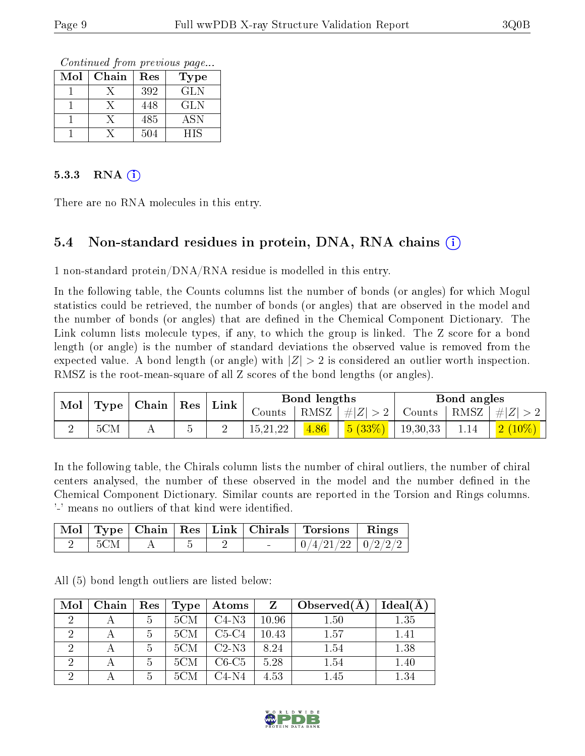*Continued from previous page...*

| Mol | Chain | Res | Type |
|---|---|---|---|
| 1 | X | 392 | GLN |
| 1 | X | 448 | GLN |
| 1 | X | 485 | ASN |
| 1 | X | 504 | HIS |

### 5.3.3 RNA (i)

There are no RNA molecules in this entry.

## 5.4 Non-standard residues in protein, DNA, RNA chains (i)

1 non-standard protein/DNA/RNA residue is modelled in this entry.

In the following table, the Counts columns list the number of bonds (or angles) for which Mogul statistics could be retrieved, the number of bonds (or angles) that are observed in the model and the number of bonds (or angles) that are defined in the Chemical Component Dictionary. The Link column lists molecule types, if any, to which the group is linked. The Z score for a bond length (or angle) is the number of standard deviations the observed value is removed from the expected value. A bond length (or angle) with $|Z| > 2$ is considered an outlier worth inspection. RMSZ is the root-mean-square of all Z scores of the bond lengths (or angles).

| Mol | Type | Chain | Res | Link | Bond lengths | | | Bond angles | | |
|---|---|---|---|---|---|---|---|---|---|---|
| | | | | | Counts | RMSZ | $\#\|Z\| > 2$ | Counts | RMSZ | $\#\|Z\| > 2$ |
| 2 | 5CM | A | 5 | 2 | 15,21,22 | 4.86 | 5 (33%) | 19,30,33 | 1.14 | 2 (10%) |

In the following table, the Chirals column lists the number of chiral outliers, the number of chiral centers analysed, the number of these observed in the model and the number defined in the Chemical Component Dictionary. Similar counts are reported in the Torsion and Rings columns. '-' means no outliers of that kind were identified.

| Mol | Type | Chain | Res | Link | Chirals | Torsions | Rings |
|---|---|---|---|---|---|---|---|
| 2 | 5CM | A | 5 | 2 | - | 0/4/21/22 | 0/2/2/2 |

All (5) bond length outliers are listed below:

| Mol | Chain | Res | Type | Atoms | Z | Observed(Å) | Ideal(Å) |
|---|---|---|---|---|---|---|---|
| 2 | A | 5 | 5CM | C4-N3 | 10.96 | 1.50 | 1.35 |
| 2 | A | 5 | 5CM | C5-C4 | 10.43 | 1.57 | 1.41 |
| 2 | A | 5 | 5CM | C2-N3 | 8.24 | 1.54 | 1.38 |
| 2 | A | 5 | 5CM | C6-C5 | 5.28 | 1.54 | 1.40 |
| 2 | A | 5 | 5CM | C4-N4 | 4.53 | 1.45 | 1.34 |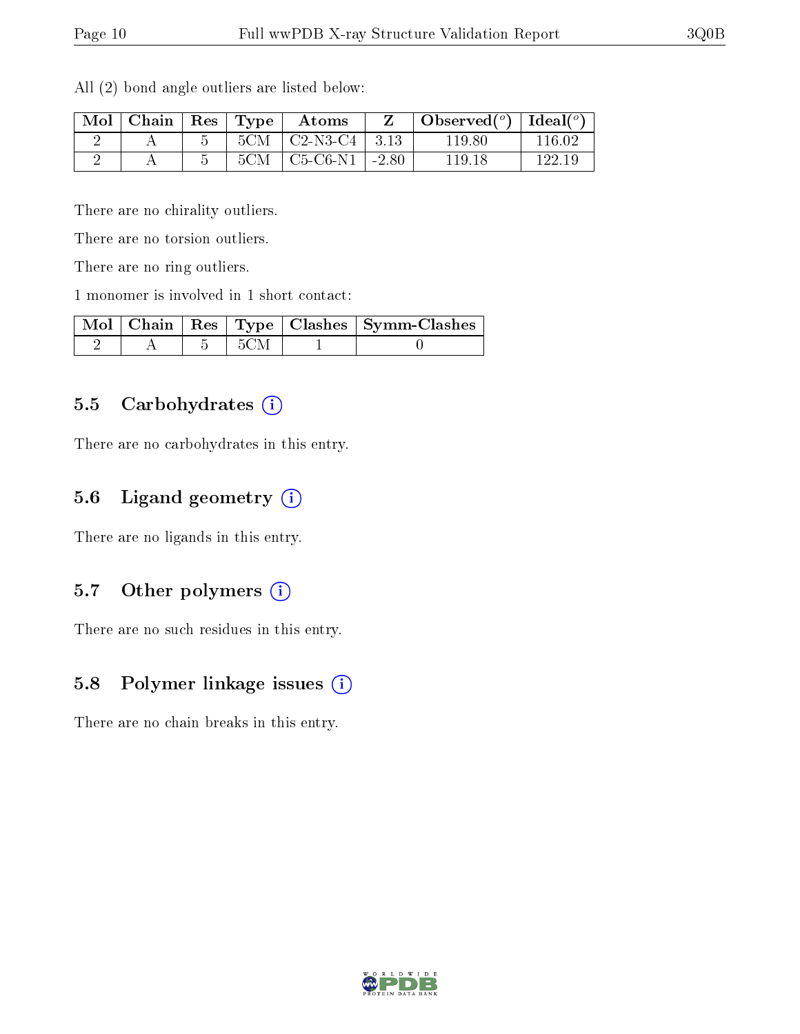All (2) bond angle outliers are listed below:

| Mol | Chain | Res | Type | Atoms | Z | Observed(°) | Ideal(°) |
|---|---|---|---|---|---|---|---|
| 2 | A | 5 | 5CM | C2-N3-C4 | 3.13 | 119.80 | 116.02 |
| 2 | A | 5 | 5CM | C5-C6-N1 | -2.80 | 119.18 | 122.19 |

There are no chirality outliers.

There are no torsion outliers.

There are no ring outliers.

1 monomer is involved in 1 short contact:

| Mol | Chain | Res | Type | Clashes | Symm-Clashes |
|---|---|---|---|---|---|
| 2 | A | 5 | 5CM | 1 | 0 |

## 5.5 Carbohydrates

There are no carbohydrates in this entry.

## 5.6 Ligand geometry

There are no ligands in this entry.

## 5.7 Other polymers

There are no such residues in this entry.

## 5.8 Polymer linkage issues

There are no chain breaks in this entry.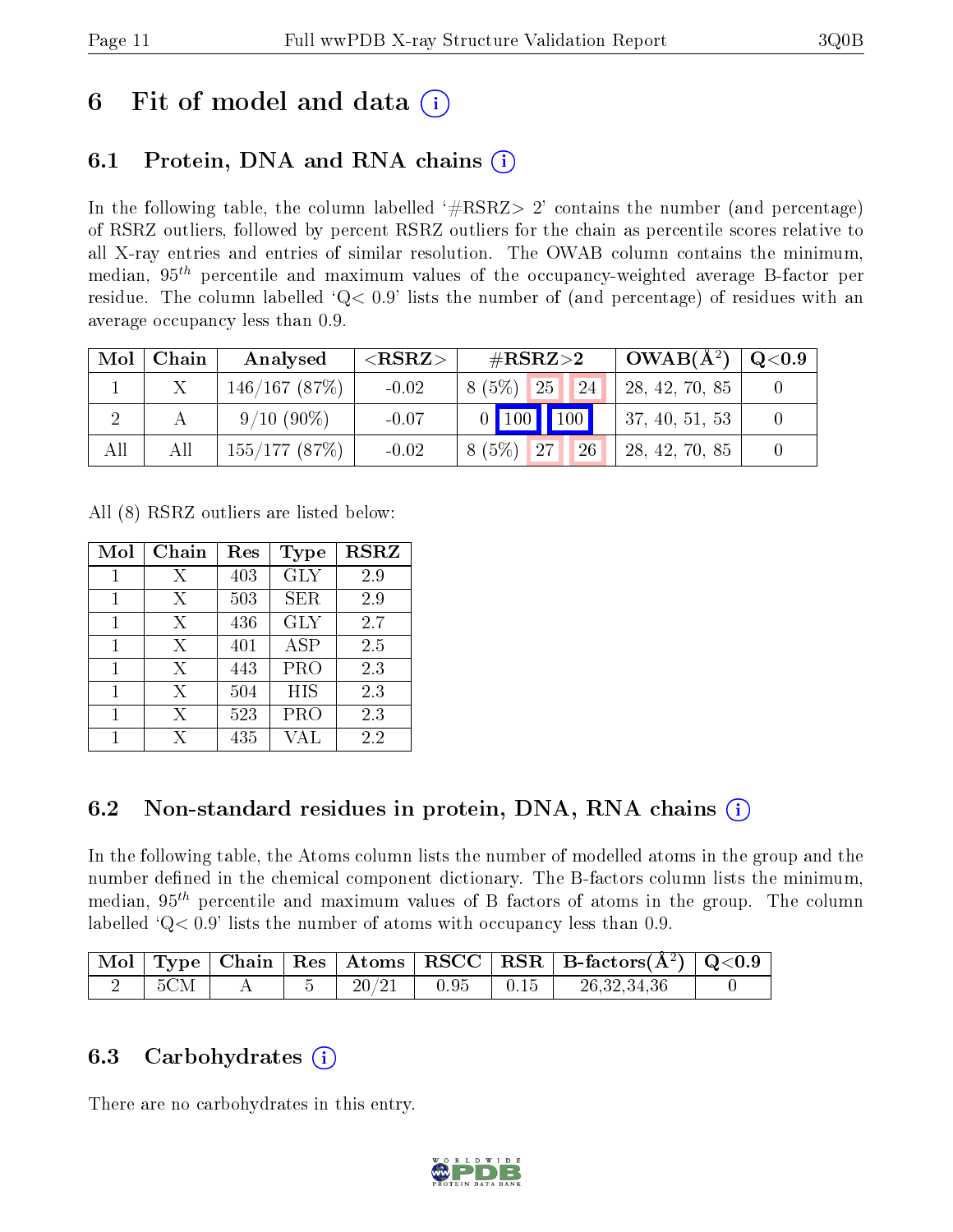# 6 Fit of model and data (i)

## 6.1 Protein, DNA and RNA chains (i)

In the following table, the column labelled '#RSRZ> 2' contains the number (and percentage) of RSRZ outliers, followed by percent RSRZ outliers for the chain as percentile scores relative to all X-ray entries and entries of similar resolution. The OWAB column contains the minimum, median, $95^{th}$ percentile and maximum values of the occupancy-weighted average B-factor per residue. The column labelled 'Q< 0.9' lists the number of (and percentage) of residues with an average occupancy less than 0.9.

| Mol | Chain | Analysed | <RSRZ> | #RSRZ>2 | | | OWAB(Å$^2$) | Q<0.9 |
|---|---|---|---|---|---|---|---|---|
| 1 | X | 146/167 (87%) | -0.02 | 8 (5%) | 25 | 24 | 28, 42, 70, 85 | 0 |
| 2 | A | 9/10 (90%) | -0.07 | 0 | 100 | 100 | 37, 40, 51, 53 | 0 |
| All | All | 155/177 (87%) | -0.02 | 8 (5%) | 27 | 26 | 28, 42, 70, 85 | 0 |

All (8) RSRZ outliers are listed below:

| Mol | Chain | Res | Type | RSRZ |
|---|---|---|---|---|
| 1 | X | 403 | GLY | 2.9 |
| 1 | X | 503 | SER | 2.9 |
| 1 | X | 436 | GLY | 2.7 |
| 1 | X | 401 | ASP | 2.5 |
| 1 | X | 443 | PRO | 2.3 |
| 1 | X | 504 | HIS | 2.3 |
| 1 | X | 523 | PRO | 2.3 |
| 1 | X | 435 | VAL | 2.2 |

## 6.2 Non-standard residues in protein, DNA, RNA chains (i)

In the following table, the Atoms column lists the number of modelled atoms in the group and the number defined in the chemical component dictionary. The B-factors column lists the minimum, median, $95^{th}$ percentile and maximum values of B factors of atoms in the group. The column labelled 'Q< 0.9' lists the number of atoms with occupancy less than 0.9.

| Mol | Type | Chain | Res | Atoms | RSCC | RSR | B-factors(Å$^2$) | Q<0.9 |
|---|---|---|---|---|---|---|---|---|
| 2 | 5CM | A | 5 | 20/21 | 0.95 | 0.15 | 26,32,34,36 | 0 |

## 6.3 Carbohydrates (i)

There are no carbohydrates in this entry.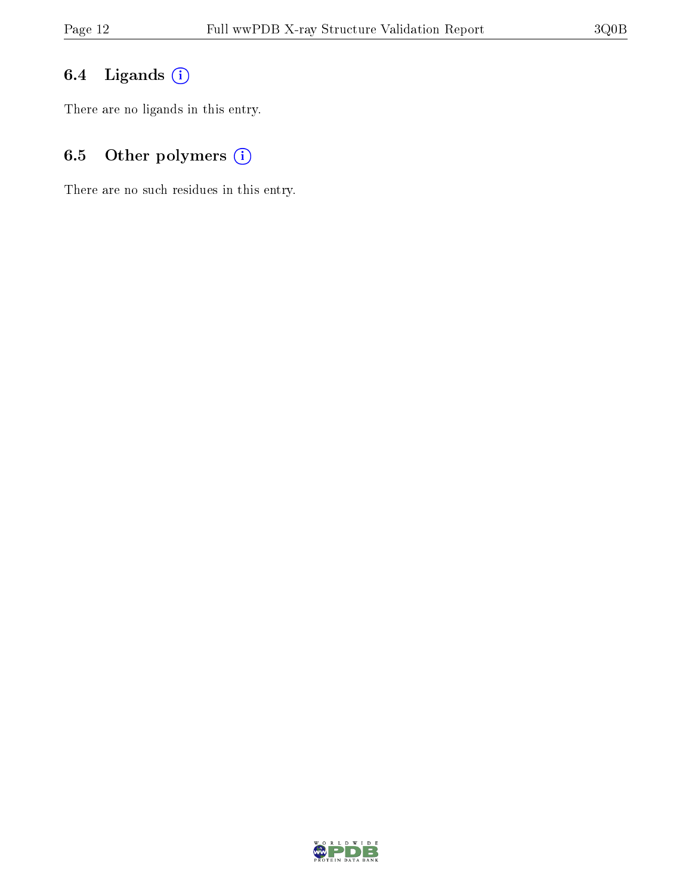### 6.4 Ligands

There are no ligands in this entry.

### 6.5 Other polymers

There are no such residues in this entry.